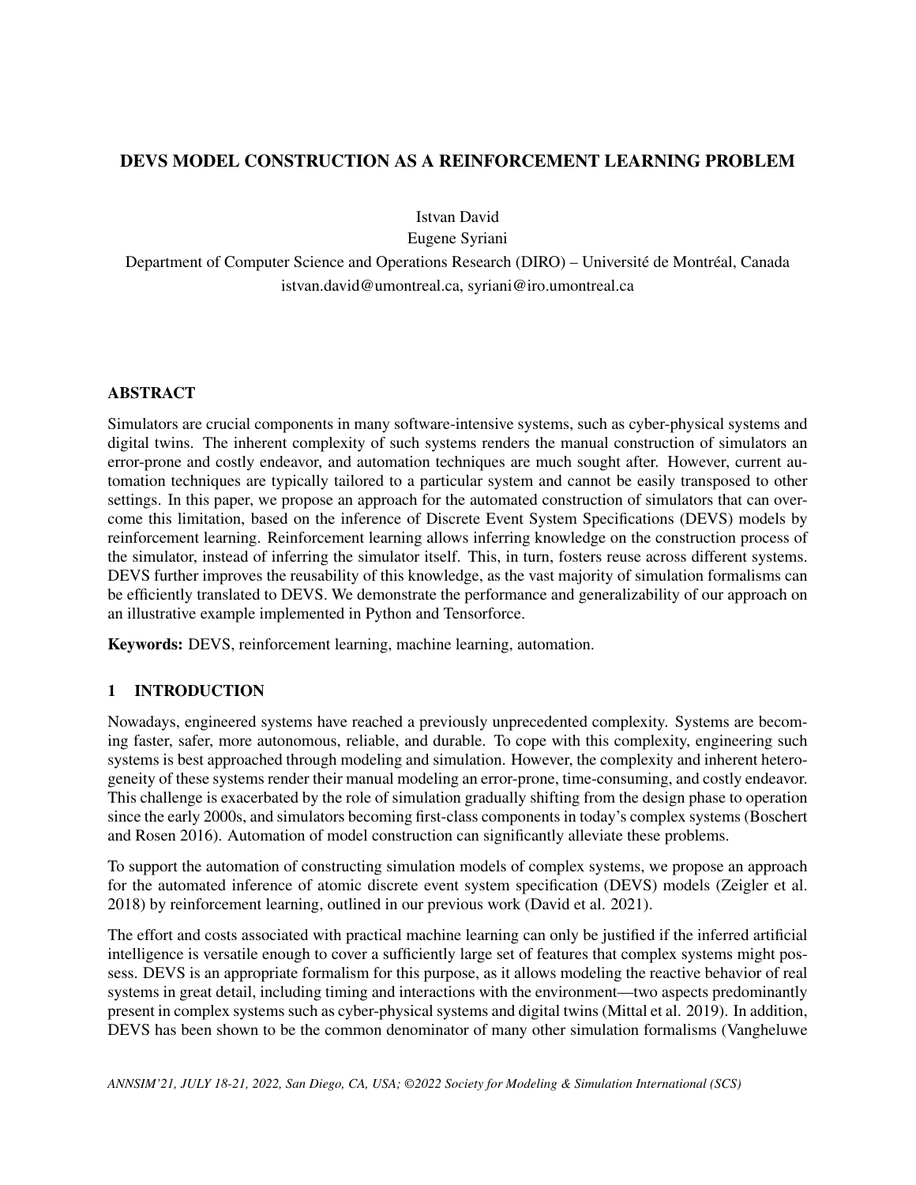# DEVS MODEL CONSTRUCTION AS A REINFORCEMENT LEARNING PROBLEM

Istvan David  
Eugene Syriani  
Department of Computer Science and Operations Research (DIRO) – Université de Montréal, Canada  
istvan.david@umontreal.ca, syriani@iro.umontreal.ca

## ABSTRACT

Simulators are crucial components in many software-intensive systems, such as cyber-physical systems and digital twins. The inherent complexity of such systems renders the manual construction of simulators an error-prone and costly endeavor, and automation techniques are much sought after. However, current automation techniques are typically tailored to a particular system and cannot be easily transposed to other settings. In this paper, we propose an approach for the automated construction of simulators that can overcome this limitation, based on the inference of Discrete Event System Specifications (DEVS) models by reinforcement learning. Reinforcement learning allows inferring knowledge on the construction process of the simulator, instead of inferring the simulator itself. This, in turn, fosters reuse across different systems. DEVS further improves the reusability of this knowledge, as the vast majority of simulation formalisms can be efficiently translated to DEVS. We demonstrate the performance and generalizability of our approach on an illustrative example implemented in Python and Tensorforce.

**Keywords:** DEVS, reinforcement learning, machine learning, automation.

## 1 INTRODUCTION

Nowadays, engineered systems have reached a previously unprecedented complexity. Systems are becoming faster, safer, more autonomous, reliable, and durable. To cope with this complexity, engineering such systems is best approached through modeling and simulation. However, the complexity and inherent heterogeneity of these systems render their manual modeling an error-prone, time-consuming, and costly endeavor. This challenge is exacerbated by the role of simulation gradually shifting from the design phase to operation since the early 2000s, and simulators becoming first-class components in today's complex systems (Boschert and Rosen 2016). Automation of model construction can significantly alleviate these problems.

To support the automation of constructing simulation models of complex systems, we propose an approach for the automated inference of atomic discrete event system specification (DEVS) models (Zeigler et al. 2018) by reinforcement learning, outlined in our previous work (David et al. 2021).

The effort and costs associated with practical machine learning can only be justified if the inferred artificial intelligence is versatile enough to cover a sufficiently large set of features that complex systems might possess. DEVS is an appropriate formalism for this purpose, as it allows modeling the reactive behavior of real systems in great detail, including timing and interactions with the environment—two aspects predominantly present in complex systems such as cyber-physical systems and digital twins (Mittal et al. 2019). In addition, DEVS has been shown to be the common denominator of many other simulation formalisms (Vangheluwe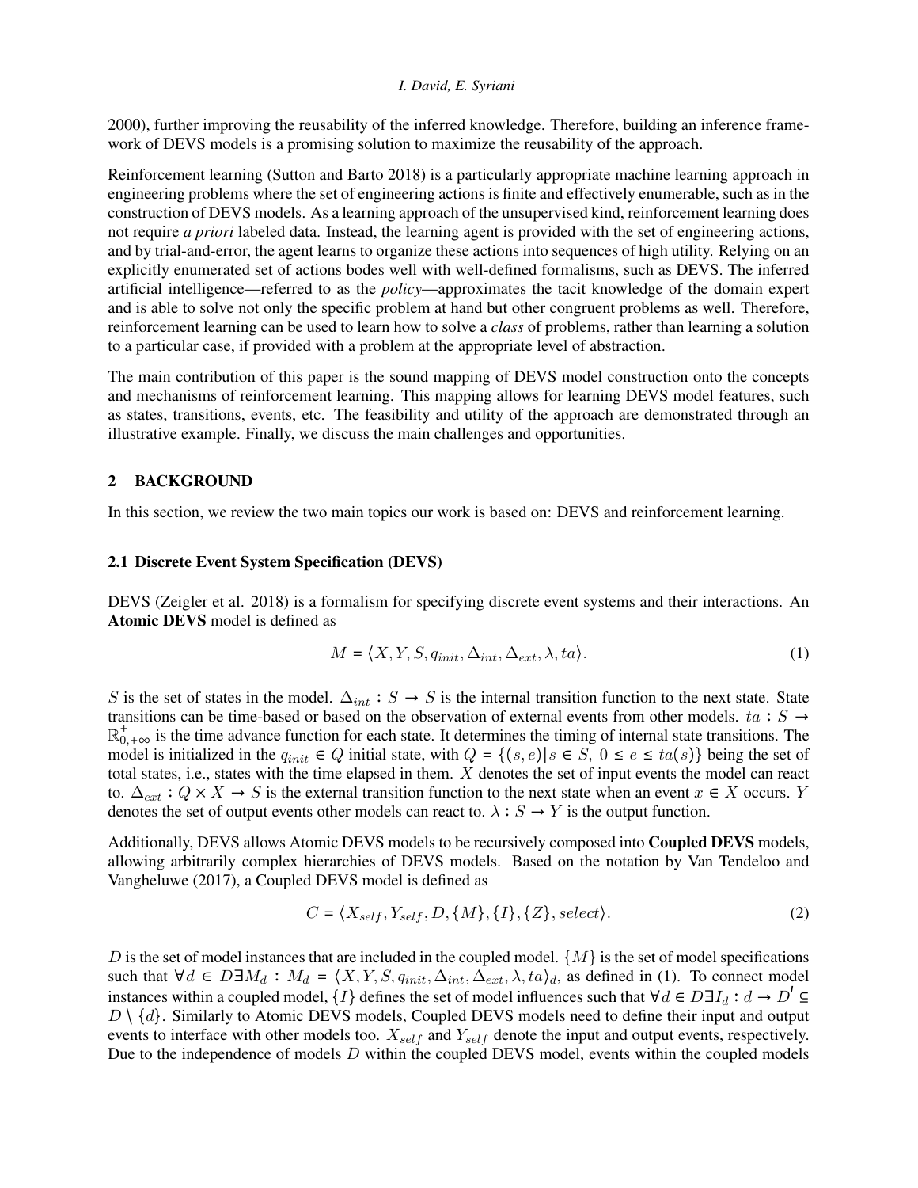2000), further improving the reusability of the inferred knowledge. Therefore, building an inference framework of DEVS models is a promising solution to maximize the reusability of the approach.

Reinforcement learning (Sutton and Barto 2018) is a particularly appropriate machine learning approach in engineering problems where the set of engineering actions is finite and effectively enumerable, such as in the construction of DEVS models. As a learning approach of the unsupervised kind, reinforcement learning does not require *a priori* labeled data. Instead, the learning agent is provided with the set of engineering actions, and by trial-and-error, the agent learns to organize these actions into sequences of high utility. Relying on an explicitly enumerated set of actions bodes well with well-defined formalisms, such as DEVS. The inferred artificial intelligence—referred to as the *policy*—approximates the tacit knowledge of the domain expert and is able to solve not only the specific problem at hand but other congruent problems as well. Therefore, reinforcement learning can be used to learn how to solve a *class* of problems, rather than learning a solution to a particular case, if provided with a problem at the appropriate level of abstraction.

The main contribution of this paper is the sound mapping of DEVS model construction onto the concepts and mechanisms of reinforcement learning. This mapping allows for learning DEVS model features, such as states, transitions, events, etc. The feasibility and utility of the approach are demonstrated through an illustrative example. Finally, we discuss the main challenges and opportunities.

## 2 BACKGROUND

In this section, we review the two main topics our work is based on: DEVS and reinforcement learning.

### 2.1 Discrete Event System Specification (DEVS)

DEVS (Zeigler et al. 2018) is a formalism for specifying discrete event systems and their interactions. An **Atomic DEVS** model is defined as

$$M = \langle X, Y, S, q_{init}, \Delta_{int}, \Delta_{ext}, \lambda, ta \rangle. \tag{1}$$

$S$ is the set of states in the model. $\Delta_{int} : S \to S$ is the internal transition function to the next state. State transitions can be time-based or based on the observation of external events from other models. $ta : S \to \mathbb{R}^{+}_{0,+\infty}$ is the time advance function for each state. It determines the timing of internal state transitions. The model is initialized in the $q_{init} \in Q$ initial state, with $Q = \{(s, e) | s \in S,\ 0 \leq e \leq ta(s)\}$ being the set of total states, i.e., states with the time elapsed in them. $X$ denotes the set of input events the model can react to. $\Delta_{ext} : Q \times X \to S$ is the external transition function to the next state when an event $x \in X$ occurs. $Y$ denotes the set of output events other models can react to. $\lambda : S \to Y$ is the output function.

Additionally, DEVS allows Atomic DEVS models to be recursively composed into **Coupled DEVS** models, allowing arbitrarily complex hierarchies of DEVS models. Based on the notation by Van Tendeloo and Vangheluwe (2017), a Coupled DEVS model is defined as

$$C = \langle X_{self}, Y_{self}, D, \{M\}, \{I\}, \{Z\}, select \rangle. \tag{2}$$

$D$ is the set of model instances that are included in the coupled model. $\{M\}$ is the set of model specifications such that $\forall d \in D \exists M_d : M_d = \langle X, Y, S, q_{init}, \Delta_{int}, \Delta_{ext}, \lambda, ta \rangle_d$, as defined in (1). To connect model instances within a coupled model, $\{I\}$ defines the set of model influences such that $\forall d \in D \exists I_d : d \to D' \subseteq D \setminus \{d\}$. Similarly to Atomic DEVS models, Coupled DEVS models need to define their input and output events to interface with other models too. $X_{self}$ and $Y_{self}$ denote the input and output events, respectively. Due to the independence of models $D$ within the coupled DEVS model, events within the coupled models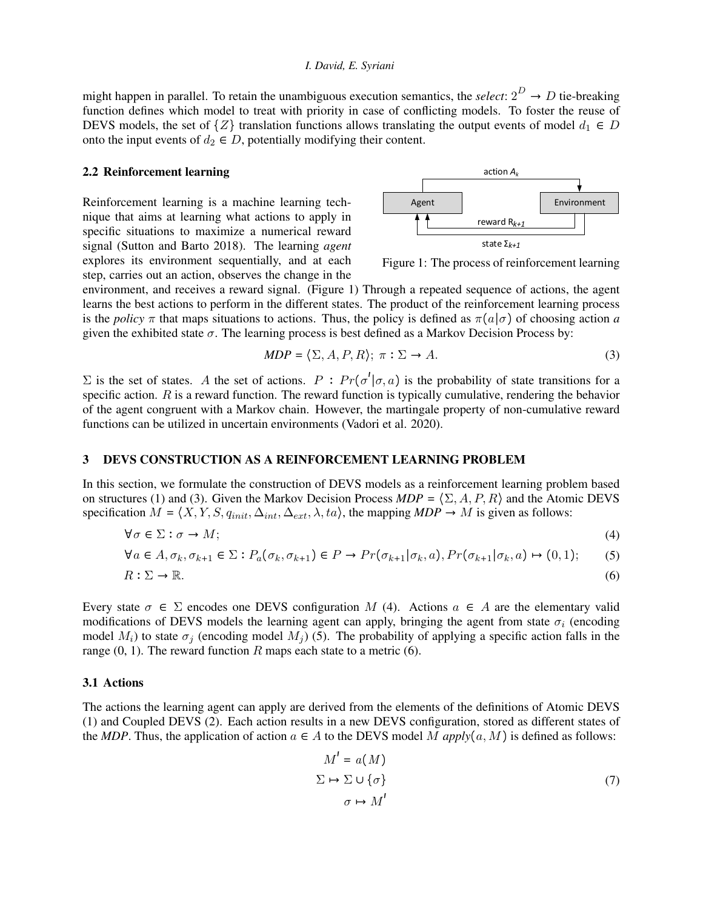might happen in parallel. To retain the unambiguous execution semantics, the *select*: $2^D \rightarrow D$ tie-breaking function defines which model to treat with priority in case of conflicting models. To foster the reuse of DEVS models, the set of $\{Z\}$ translation functions allows translating the output events of model $d_1 \in D$ onto the input events of $d_2 \in D$, potentially modifying their content.

### 2.2 Reinforcement learning

Reinforcement learning is a machine learning technique that aims at learning what actions to apply in specific situations to maximize a numerical reward signal (Sutton and Barto 2018). The learning *agent* explores its environment sequentially, and at each step, carries out an action, observes the change in the environment, and receives a reward signal. (Figure 1) Through a repeated sequence of actions, the agent learns the best actions to perform in the different states. The product of the reinforcement learning process is the *policy* $\pi$ that maps situations to actions. Thus, the policy is defined as $\pi(a|\sigma)$ of choosing action *a* given the exhibited state $\sigma$. The learning process is best defined as a Markov Decision Process by:

Figure 1: The process of reinforcement learning

$$MDP = \langle \Sigma, A, P, R \rangle;\ \pi : \Sigma \rightarrow A. \tag{3}$$

$\Sigma$ is the set of states. $A$ the set of actions. $P : Pr(\sigma'|\sigma, a)$ is the probability of state transitions for a specific action. $R$ is a reward function. The reward function is typically cumulative, rendering the behavior of the agent congruent with a Markov chain. However, the martingale property of non-cumulative reward functions can be utilized in uncertain environments (Vadori et al. 2020).

## 3 DEVS CONSTRUCTION AS A REINFORCEMENT LEARNING PROBLEM

In this section, we formulate the construction of DEVS models as a reinforcement learning problem based on structures (1) and (3). Given the Markov Decision Process $MDP = \langle \Sigma, A, P, R \rangle$ and the Atomic DEVS specification $M = \langle X, Y, S, q_{init}, \Delta_{int}, \Delta_{ext}, \lambda, ta \rangle$, the mapping $MDP \rightarrow M$ is given as follows:

$$\forall \sigma \in \Sigma : \sigma \rightarrow M; \tag{4}$$

$$\forall a \in A, \sigma_k, \sigma_{k+1} \in \Sigma : P_a(\sigma_k, \sigma_{k+1}) \in P \rightarrow Pr(\sigma_{k+1}|\sigma_k, a), Pr(\sigma_{k+1}|\sigma_k, a) \mapsto (0, 1); \tag{5}$$

$$R : \Sigma \rightarrow \mathbb{R}. \tag{6}$$

Every state $\sigma \in \Sigma$ encodes one DEVS configuration $M$ (4). Actions $a \in A$ are the elementary valid modifications of DEVS models the learning agent can apply, bringing the agent from state $\sigma_i$ (encoding model $M_i$) to state $\sigma_j$ (encoding model $M_j$) (5). The probability of applying a specific action falls in the range (0, 1). The reward function $R$ maps each state to a metric (6).

### 3.1 Actions

The actions the learning agent can apply are derived from the elements of the definitions of Atomic DEVS (1) and Coupled DEVS (2). Each action results in a new DEVS configuration, stored as different states of the *MDP*. Thus, the application of action $a \in A$ to the DEVS model $M$ *apply*$(a, M)$ is defined as follows:

$$\begin{aligned} M' &= a(M) \\ \Sigma &\mapsto \Sigma \cup \{\sigma\} \\ \sigma &\mapsto M' \end{aligned} \tag{7}$$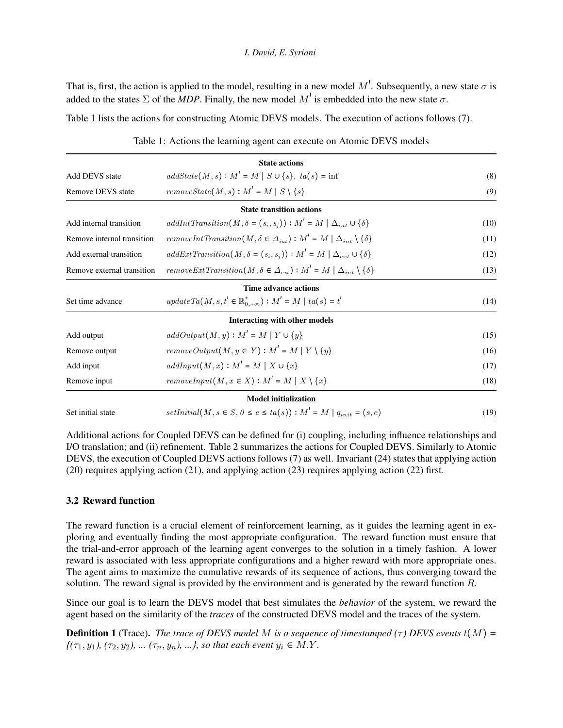That is, first, the action is applied to the model, resulting in a new model $M'$. Subsequently, a new state $\sigma$ is added to the states $\Sigma$ of the *MDP*. Finally, the new model $M'$ is embedded into the new state $\sigma$.

Table 1 lists the actions for constructing Atomic DEVS models. The execution of actions follows (7).

Table 1: Actions the learning agent can execute on Atomic DEVS models

| | | |
|---|---|---|
| **State actions** | | |
| Add DEVS state | $addState(M, s) : M' = M \mid S \cup \{s\},\ ta(s) = \inf$ | (8) |
| Remove DEVS state | $removeState(M, s) : M' = M \mid S \setminus \{s\}$ | (9) |
| **State transition actions** | | |
| Add internal transition | $addIntTransition(M, \delta = (s_i, s_j)) : M' = M \mid \Delta_{int} \cup \{\delta\}$ | (10) |
| Remove internal transition | $removeIntTransition(M, \delta \in \Delta_{int}) : M' = M \mid \Delta_{int} \setminus \{\delta\}$ | (11) |
| Add external transition | $addExtTransition(M, \delta = (s_i, s_j)) : M' = M \mid \Delta_{ext} \cup \{\delta\}$ | (12) |
| Remove external transition | $removeExtTransition(M, \delta \in \Delta_{ext}) : M' = M \mid \Delta_{int} \setminus \{\delta\}$ | (13) |
| **Time advance actions** | | |
| Set time advance | $updateTa(M, s, t' \in \mathbb{R}^{+}_{0,+\infty}) : M' = M \mid ta(s) = t'$ | (14) |
| **Interacting with other models** | | |
| Add output | $addOutput(M, y) : M' = M \mid Y \cup \{y\}$ | (15) |
| Remove output | $removeOutput(M, y \in Y) : M' = M \mid Y \setminus \{y\}$ | (16) |
| Add input | $addInput(M, x) : M' = M \mid X \cup \{x\}$ | (17) |
| Remove input | $removeInput(M, x \in X) : M' = M \mid X \setminus \{x\}$ | (18) |
| **Model initialization** | | |
| Set initial state | $setInitial(M, s \in S, 0 \leq e \leq ta(s)) : M' = M \mid q_{init} = (s, e)$ | (19) |

Additional actions for Coupled DEVS can be defined for (i) coupling, including influence relationships and I/O translation; and (ii) refinement. Table 2 summarizes the actions for Coupled DEVS. Similarly to Atomic DEVS, the execution of Coupled DEVS actions follows (7) as well. Invariant (24) states that applying action (20) requires applying action (21), and applying action (23) requires applying action (22) first.

### 3.2 Reward function

The reward function is a crucial element of reinforcement learning, as it guides the learning agent in exploring and eventually finding the most appropriate configuration. The reward function must ensure that the trial-and-error approach of the learning agent converges to the solution in a timely fashion. A lower reward is associated with less appropriate configurations and a higher reward with more appropriate ones. The agent aims to maximize the cumulative rewards of its sequence of actions, thus converging toward the solution. The reward signal is provided by the environment and is generated by the reward function $R$.

Since our goal is to learn the DEVS model that best simulates the *behavior* of the system, we reward the agent based on the similarity of the *traces* of the constructed DEVS model and the traces of the system.

**Definition 1** (Trace)**.** *The trace of DEVS model $M$ is a sequence of timestamped ($\tau$) DEVS events $t(M) = \{(\tau_1, y_1), (\tau_2, y_2), \ldots (\tau_n, y_n), \ldots\}$, so that each event $y_i \in M.Y$.*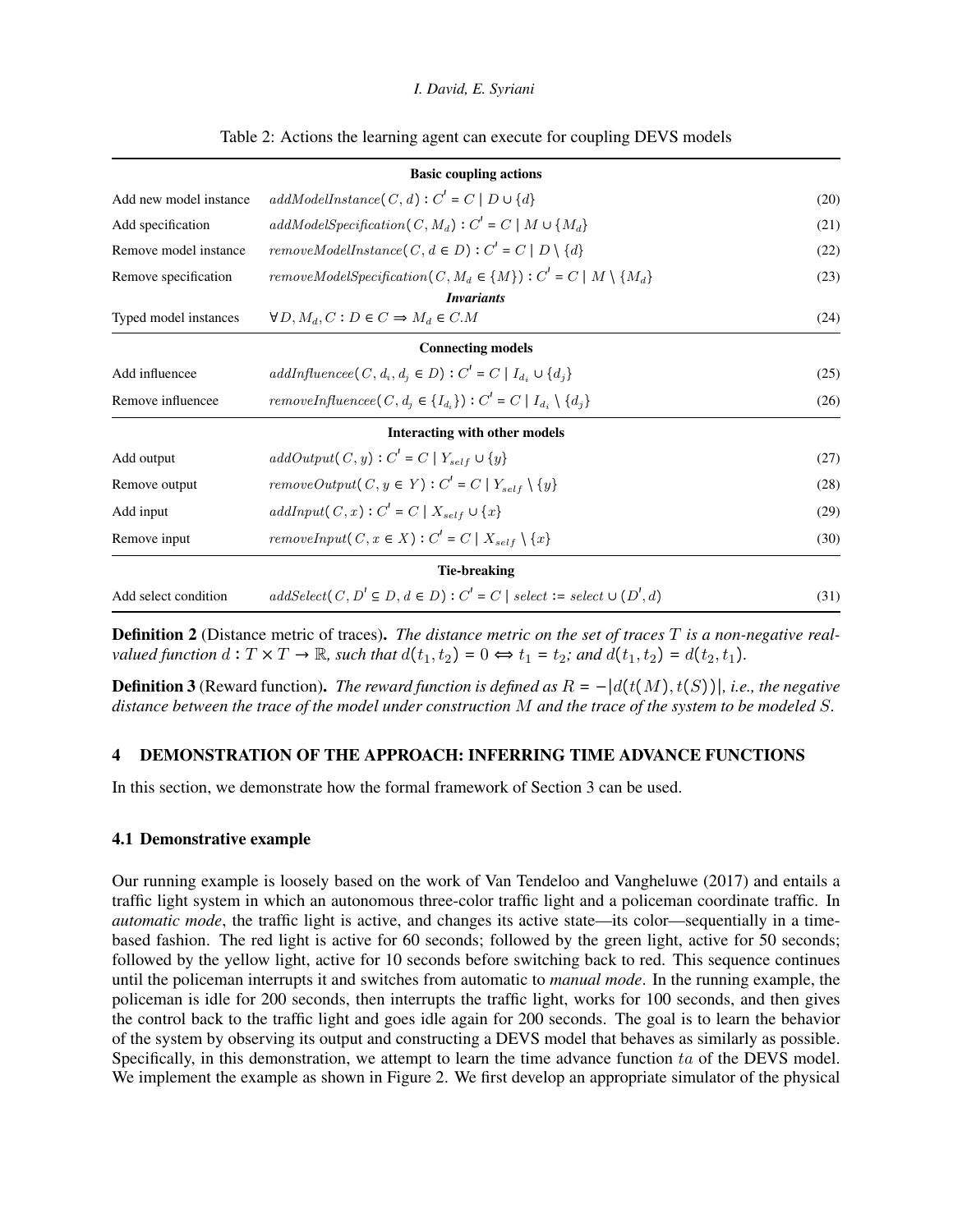Table 2: Actions the learning agent can execute for coupling DEVS models

| | | |
|---|---|---|
| **Basic coupling actions** | | |
| Add new model instance | $addModelInstance(C, d) : C' = C \mid D \cup \{d\}$ | (20) |
| Add specification | $addModelSpecification(C, M_d) : C' = C \mid M \cup \{M_d\}$ | (21) |
| Remove model instance | $removeModelInstance(C, d \in D) : C' = C \mid D \setminus \{d\}$ | (22) |
| Remove specification | $removeModelSpecification(C, M_d \in \{M\}) : C' = C \mid M \setminus \{M_d\}$ | (23) |
| ***Invariants*** | | |
| Typed model instances | $\forall D, M_d, C : D \in C \Rightarrow M_d \in C.M$ | (24) |
| **Connecting models** | | |
| Add influencee | $addInfluencee(C, d_i, d_j \in D) : C' = C \mid I_{d_i} \cup \{d_j\}$ | (25) |
| Remove influencee | $removeInfluencee(C, d_j \in \{I_{d_i}\}) : C' = C \mid I_{d_i} \setminus \{d_j\}$ | (26) |
| **Interacting with other models** | | |
| Add output | $addOutput(C, y) : C' = C \mid Y_{self} \cup \{y\}$ | (27) |
| Remove output | $removeOutput(C, y \in Y) : C' = C \mid Y_{self} \setminus \{y\}$ | (28) |
| Add input | $addInput(C, x) : C' = C \mid X_{self} \cup \{x\}$ | (29) |
| Remove input | $removeInput(C, x \in X) : C' = C \mid X_{self} \setminus \{x\}$ | (30) |
| **Tie-breaking** | | |
| Add select condition | $addSelect(C, D' \subseteq D, d \in D) : C' = C \mid select := select \cup (D', d)$ | (31) |

**Definition 2** (Distance metric of traces). *The distance metric on the set of traces $T$ is a non-negative real-valued function $d : T \times T \to \mathbb{R}$, such that $d(t_1, t_2) = 0 \Leftrightarrow t_1 = t_2$; and $d(t_1, t_2) = d(t_2, t_1)$.*

**Definition 3** (Reward function). *The reward function is defined as $R = -|d(t(M), t(S))|$, i.e., the negative distance between the trace of the model under construction $M$ and the trace of the system to be modeled $S$.*

## 4 DEMONSTRATION OF THE APPROACH: INFERRING TIME ADVANCE FUNCTIONS

In this section, we demonstrate how the formal framework of Section 3 can be used.

### 4.1 Demonstrative example

Our running example is loosely based on the work of Van Tendeloo and Vangheluwe (2017) and entails a traffic light system in which an autonomous three-color traffic light and a policeman coordinate traffic. In *automatic mode*, the traffic light is active, and changes its active state—its color—sequentially in a time-based fashion. The red light is active for 60 seconds; followed by the green light, active for 50 seconds; followed by the yellow light, active for 10 seconds before switching back to red. This sequence continues until the policeman interrupts it and switches from automatic to *manual mode*. In the running example, the policeman is idle for 200 seconds, then interrupts the traffic light, works for 100 seconds, and then gives the control back to the traffic light and goes idle again for 200 seconds. The goal is to learn the behavior of the system by observing its output and constructing a DEVS model that behaves as similarly as possible. Specifically, in this demonstration, we attempt to learn the time advance function $ta$ of the DEVS model. We implement the example as shown in Figure 2. We first develop an appropriate simulator of the physical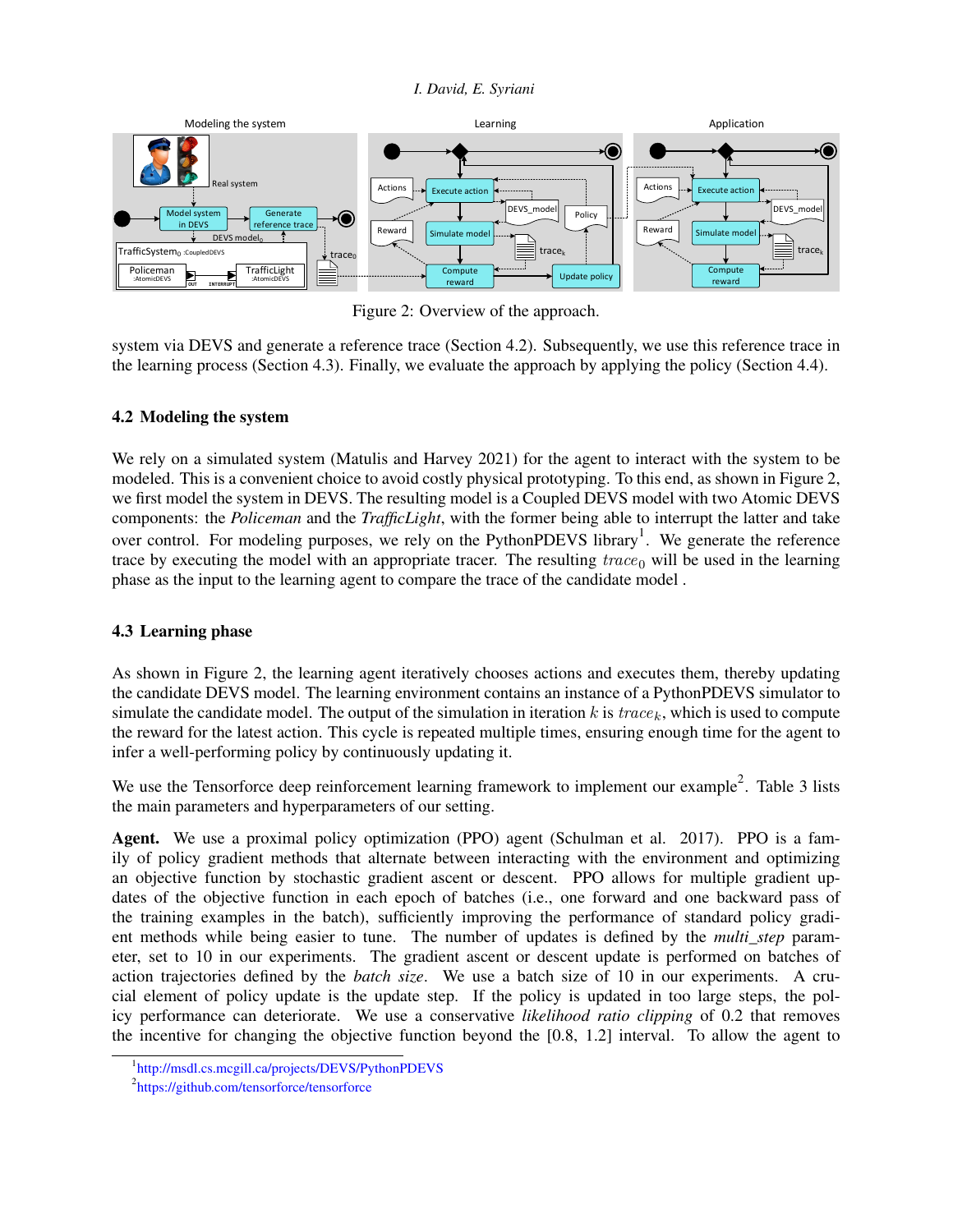Figure 2: Overview of the approach.

system via DEVS and generate a reference trace (Section 4.2). Subsequently, we use this reference trace in the learning process (Section 4.3). Finally, we evaluate the approach by applying the policy (Section 4.4).

### 4.2 Modeling the system

We rely on a simulated system (Matulis and Harvey 2021) for the agent to interact with the system to be modeled. This is a convenient choice to avoid costly physical prototyping. To this end, as shown in Figure 2, we first model the system in DEVS. The resulting model is a Coupled DEVS model with two Atomic DEVS components: the *Policeman* and the *TrafficLight*, with the former being able to interrupt the latter and take over control. For modeling purposes, we rely on the PythonPDEVS library[1]. We generate the reference trace by executing the model with an appropriate tracer. The resulting $trace_0$ will be used in the learning phase as the input to the learning agent to compare the trace of the candidate model .

### 4.3 Learning phase

As shown in Figure 2, the learning agent iteratively chooses actions and executes them, thereby updating the candidate DEVS model. The learning environment contains an instance of a PythonPDEVS simulator to simulate the candidate model. The output of the simulation in iteration $k$ is $trace_k$, which is used to compute the reward for the latest action. This cycle is repeated multiple times, ensuring enough time for the agent to infer a well-performing policy by continuously updating it.

We use the Tensorforce deep reinforcement learning framework to implement our example[2]. Table 3 lists the main parameters and hyperparameters of our setting.

**Agent.** We use a proximal policy optimization (PPO) agent (Schulman et al. 2017). PPO is a family of policy gradient methods that alternate between interacting with the environment and optimizing an objective function by stochastic gradient ascent or descent. PPO allows for multiple gradient updates of the objective function in each epoch of batches (i.e., one forward and one backward pass of the training examples in the batch), sufficiently improving the performance of standard policy gradient methods while being easier to tune. The number of updates is defined by the *multi_step* parameter, set to 10 in our experiments. The gradient ascent or descent update is performed on batches of action trajectories defined by the *batch size*. We use a batch size of 10 in our experiments. A crucial element of policy update is the update step. If the policy is updated in too large steps, the policy performance can deteriorate. We use a conservative *likelihood ratio clipping* of 0.2 that removes the incentive for changing the objective function beyond the [0.8, 1.2] interval. To allow the agent to

[1] http://msdl.cs.mcgill.ca/projects/DEVS/PythonPDEVS

[2] https://github.com/tensorforce/tensorforce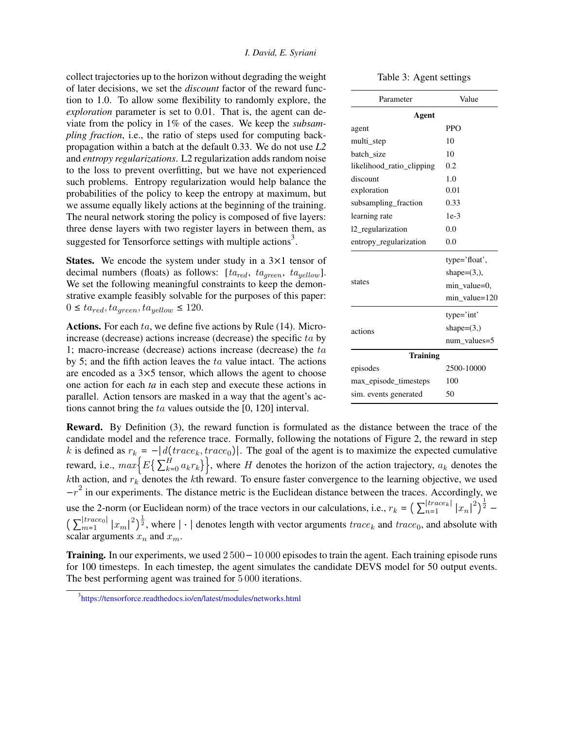collect trajectories up to the horizon without degrading the weight of later decisions, we set the *discount* factor of the reward function to 1.0. To allow some flexibility to randomly explore, the *exploration* parameter is set to 0.01. That is, the agent can deviate from the policy in 1% of the cases. We keep the *subsampling fraction*, i.e., the ratio of steps used for computing backpropagation within a batch at the default 0.33. We do not use *L2* and *entropy regularizations*. L2 regularization adds random noise to the loss to prevent overfitting, but we have not experienced such problems. Entropy regularization would help balance the probabilities of the policy to keep the entropy at maximum, but we assume equally likely actions at the beginning of the training. The neural network storing the policy is composed of five layers: three dense layers with two register layers in between them, as suggested for Tensorforce settings with multiple actions[3].

Table 3: Agent settings

| Parameter | Value |
|---|---|
| **Agent** | |
| agent | PPO |
| multi_step | 10 |
| batch_size | 10 |
| likelihood_ratio_clipping | 0.2 |
| discount | 1.0 |
| exploration | 0.01 |
| subsampling_fraction | 0.33 |
| learning rate | 1e-3 |
| l2_regularization | 0.0 |
| entropy_regularization | 0.0 |
| states | type='float', shape=(3,), min_value=0, min_value=120 |
| actions | type='int' shape=(3,) num_values=5 |
| **Training** | |
| episodes | 2500-10000 |
| max_episode_timesteps | 100 |
| sim. events generated | 50 |

**States.** We encode the system under study in a 3×1 tensor of decimal numbers (floats) as follows: $[ta_{red},\ ta_{green},\ ta_{yellow}]$. We set the following meaningful constraints to keep the demonstrative example feasibly solvable for the purposes of this paper: $0 \leq ta_{red}, ta_{green}, ta_{yellow} \leq 120$.

**Actions.** For each $ta$, we define five actions by Rule (14). Micro-increase (decrease) actions increase (decrease) the specific $ta$ by 1; macro-increase (decrease) actions increase (decrease) the $ta$ by 5; and the fifth action leaves the $ta$ value intact. The actions are encoded as a 3×5 tensor, which allows the agent to choose one action for each *ta* in each step and execute these actions in parallel. Action tensors are masked in a way that the agent's actions cannot bring the $ta$ values outside the [0, 120] interval.

**Reward.** By Definition (3), the reward function is formulated as the distance between the trace of the candidate model and the reference trace. Formally, following the notations of Figure 2, the reward in step $k$ is defined as $r_k = -|d(trace_k, trace_0)|$. The goal of the agent is to maximize the expected cumulative reward, i.e., $max\Big\{E\big\{\sum_{k=0}^{H} a_k r_k\big\}\Big\}$, where $H$ denotes the horizon of the action trajectory, $a_k$ denotes the $k$th action, and $r_k$ denotes the $k$th reward. To ensure faster convergence to the learning objective, we used $-r^2$ in our experiments. The distance metric is the Euclidean distance between the traces. Accordingly, we use the 2-norm (or Euclidean norm) of the trace vectors in our calculations, i.e., $r_k = \big(\sum_{n=1}^{|trace_k|} |x_n|^2\big)^{\frac{1}{2}} - \big(\sum_{m=1}^{|trace_0|} |x_m|^2\big)^{\frac{1}{2}}$, where $|\cdot|$ denotes length with vector arguments $trace_k$ and $trace_0$, and absolute with scalar arguments $x_n$ and $x_m$.

**Training.** In our experiments, we used $2\,500-10\,000$ episodes to train the agent. Each training episode runs for 100 timesteps. In each timestep, the agent simulates the candidate DEVS model for 50 output events. The best performing agent was trained for $5\,000$ iterations.

[3] https://tensorforce.readthedocs.io/en/latest/modules/networks.html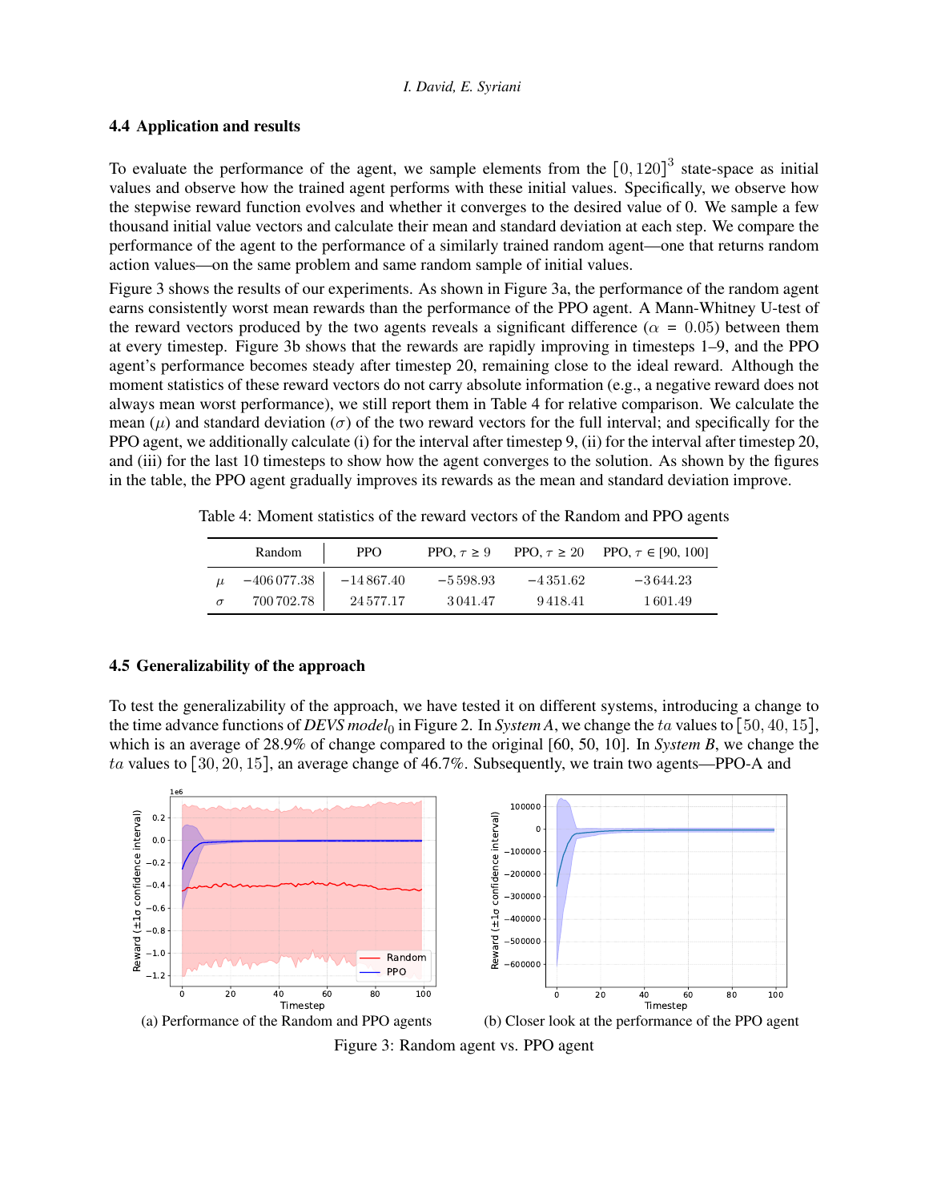### 4.4 Application and results

To evaluate the performance of the agent, we sample elements from the $[0,120]^3$ state-space as initial values and observe how the trained agent performs with these initial values. Specifically, we observe how the stepwise reward function evolves and whether it converges to the desired value of 0. We sample a few thousand initial value vectors and calculate their mean and standard deviation at each step. We compare the performance of the agent to the performance of a similarly trained random agent—one that returns random action values—on the same problem and same random sample of initial values.

Figure 3 shows the results of our experiments. As shown in Figure 3a, the performance of the random agent earns consistently worst mean rewards than the performance of the PPO agent. A Mann-Whitney U-test of the reward vectors produced by the two agents reveals a significant difference ($\alpha = 0.05$) between them at every timestep. Figure 3b shows that the rewards are rapidly improving in timesteps 1–9, and the PPO agent's performance becomes steady after timestep 20, remaining close to the ideal reward. Although the moment statistics of these reward vectors do not carry absolute information (e.g., a negative reward does not always mean worst performance), we still report them in Table 4 for relative comparison. We calculate the mean ($\mu$) and standard deviation ($\sigma$) of the two reward vectors for the full interval; and specifically for the PPO agent, we additionally calculate (i) for the interval after timestep 9, (ii) for the interval after timestep 20, and (iii) for the last 10 timesteps to show how the agent converges to the solution. As shown by the figures in the table, the PPO agent gradually improves its rewards as the mean and standard deviation improve.

Table 4: Moment statistics of the reward vectors of the Random and PPO agents

| | Random | PPO | PPO, $\tau \geq 9$ | PPO, $\tau \geq 20$ | PPO, $\tau \in [90, 100]$ |
|---|---|---|---|---|---|
| $\mu$ | −406 077.38 | −14 867.40 | −5 598.93 | −4 351.62 | −3 644.23 |
| $\sigma$ | 700 702.78 | 24 577.17 | 3 041.47 | 9 418.41 | 1 601.49 |

### 4.5 Generalizability of the approach

To test the generalizability of the approach, we have tested it on different systems, introducing a change to the time advance functions of *DEVS model*$_0$ in Figure 2. In *System A*, we change the $ta$ values to $[50, 40, 15]$, which is an average of 28.9% of change compared to the original [60, 50, 10]. In *System B*, we change the $ta$ values to $[30, 20, 15]$, an average change of 46.7%. Subsequently, we train two agents—PPO-A and

(a) Performance of the Random and PPO agents

(b) Closer look at the performance of the PPO agent

Figure 3: Random agent vs. PPO agent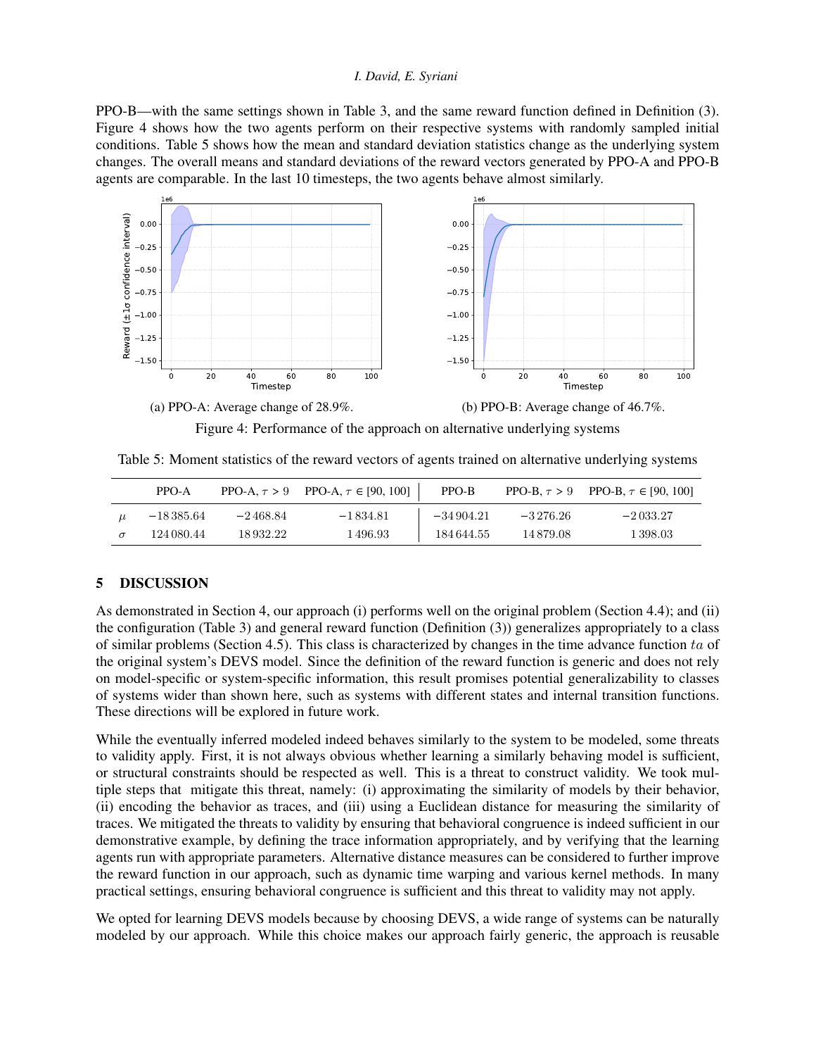PPO-B—with the same settings shown in Table 3, and the same reward function defined in Definition (3). Figure 4 shows how the two agents perform on their respective systems with randomly sampled initial conditions. Table 5 shows how the mean and standard deviation statistics change as the underlying system changes. The overall means and standard deviations of the reward vectors generated by PPO-A and PPO-B agents are comparable. In the last 10 timesteps, the two agents behave almost similarly.

(a) PPO-A: Average change of 28.9%.

(b) PPO-B: Average change of 46.7%.

Figure 4: Performance of the approach on alternative underlying systems

Table 5: Moment statistics of the reward vectors of agents trained on alternative underlying systems

| | PPO-A | PPO-A, $\tau > 9$ | PPO-A, $\tau \in [90, 100]$ | PPO-B | PPO-B, $\tau > 9$ | PPO-B, $\tau \in [90, 100]$ |
|---|---|---|---|---|---|---|
| $\mu$ | $-18\,385.64$ | $-2\,468.84$ | $-1\,834.81$ | $-34\,904.21$ | $-3\,276.26$ | $-2\,033.27$ |
| $\sigma$ | $124\,080.44$ | $18\,932.22$ | $1\,496.93$ | $184\,644.55$ | $14\,879.08$ | $1\,398.03$ |

## 5 DISCUSSION

As demonstrated in Section 4, our approach (i) performs well on the original problem (Section 4.4); and (ii) the configuration (Table 3) and general reward function (Definition (3)) generalizes appropriately to a class of similar problems (Section 4.5). This class is characterized by changes in the time advance function $ta$ of the original system's DEVS model. Since the definition of the reward function is generic and does not rely on model-specific or system-specific information, this result promises potential generalizability to classes of systems wider than shown here, such as systems with different states and internal transition functions. These directions will be explored in future work.

While the eventually inferred modeled indeed behaves similarly to the system to be modeled, some threats to validity apply. First, it is not always obvious whether learning a similarly behaving model is sufficient, or structural constraints should be respected as well. This is a threat to construct validity. We took multiple steps that mitigate this threat, namely: (i) approximating the similarity of models by their behavior, (ii) encoding the behavior as traces, and (iii) using a Euclidean distance for measuring the similarity of traces. We mitigated the threats to validity by ensuring that behavioral congruence is indeed sufficient in our demonstrative example, by defining the trace information appropriately, and by verifying that the learning agents run with appropriate parameters. Alternative distance measures can be considered to further improve the reward function in our approach, such as dynamic time warping and various kernel methods. In many practical settings, ensuring behavioral congruence is sufficient and this threat to validity may not apply.

We opted for learning DEVS models because by choosing DEVS, a wide range of systems can be naturally modeled by our approach. While this choice makes our approach fairly generic, the approach is reusable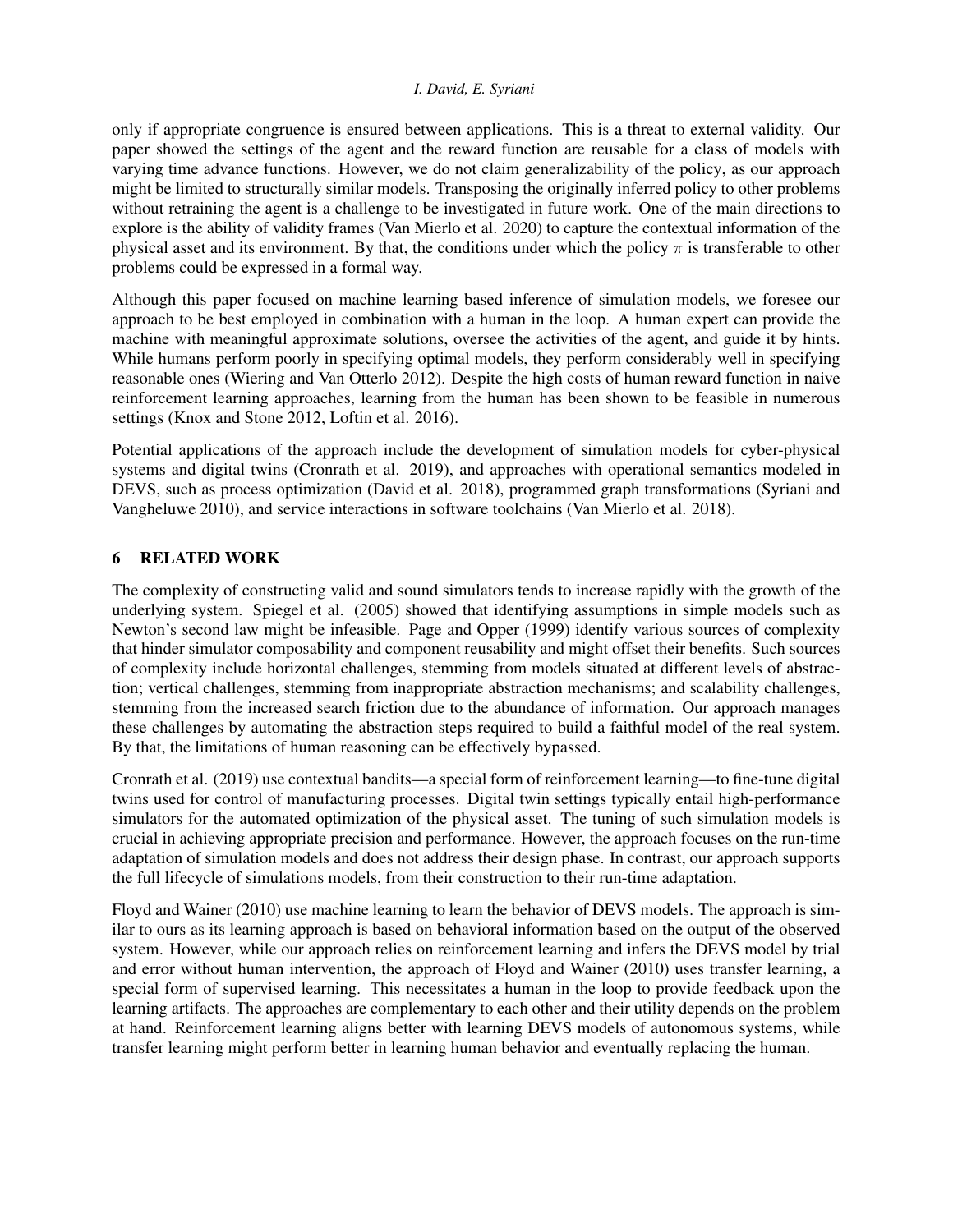only if appropriate congruence is ensured between applications. This is a threat to external validity. Our paper showed the settings of the agent and the reward function are reusable for a class of models with varying time advance functions. However, we do not claim generalizability of the policy, as our approach might be limited to structurally similar models. Transposing the originally inferred policy to other problems without retraining the agent is a challenge to be investigated in future work. One of the main directions to explore is the ability of validity frames (Van Mierlo et al. 2020) to capture the contextual information of the physical asset and its environment. By that, the conditions under which the policy $\pi$ is transferable to other problems could be expressed in a formal way.

Although this paper focused on machine learning based inference of simulation models, we foresee our approach to be best employed in combination with a human in the loop. A human expert can provide the machine with meaningful approximate solutions, oversee the activities of the agent, and guide it by hints. While humans perform poorly in specifying optimal models, they perform considerably well in specifying reasonable ones (Wiering and Van Otterlo 2012). Despite the high costs of human reward function in naive reinforcement learning approaches, learning from the human has been shown to be feasible in numerous settings (Knox and Stone 2012, Loftin et al. 2016).

Potential applications of the approach include the development of simulation models for cyber-physical systems and digital twins (Cronrath et al. 2019), and approaches with operational semantics modeled in DEVS, such as process optimization (David et al. 2018), programmed graph transformations (Syriani and Vangheluwe 2010), and service interactions in software toolchains (Van Mierlo et al. 2018).

## 6 RELATED WORK

The complexity of constructing valid and sound simulators tends to increase rapidly with the growth of the underlying system. Spiegel et al. (2005) showed that identifying assumptions in simple models such as Newton's second law might be infeasible. Page and Opper (1999) identify various sources of complexity that hinder simulator composability and component reusability and might offset their benefits. Such sources of complexity include horizontal challenges, stemming from models situated at different levels of abstraction; vertical challenges, stemming from inappropriate abstraction mechanisms; and scalability challenges, stemming from the increased search friction due to the abundance of information. Our approach manages these challenges by automating the abstraction steps required to build a faithful model of the real system. By that, the limitations of human reasoning can be effectively bypassed.

Cronrath et al. (2019) use contextual bandits—a special form of reinforcement learning—to fine-tune digital twins used for control of manufacturing processes. Digital twin settings typically entail high-performance simulators for the automated optimization of the physical asset. The tuning of such simulation models is crucial in achieving appropriate precision and performance. However, the approach focuses on the run-time adaptation of simulation models and does not address their design phase. In contrast, our approach supports the full lifecycle of simulations models, from their construction to their run-time adaptation.

Floyd and Wainer (2010) use machine learning to learn the behavior of DEVS models. The approach is similar to ours as its learning approach is based on behavioral information based on the output of the observed system. However, while our approach relies on reinforcement learning and infers the DEVS model by trial and error without human intervention, the approach of Floyd and Wainer (2010) uses transfer learning, a special form of supervised learning. This necessitates a human in the loop to provide feedback upon the learning artifacts. The approaches are complementary to each other and their utility depends on the problem at hand. Reinforcement learning aligns better with learning DEVS models of autonomous systems, while transfer learning might perform better in learning human behavior and eventually replacing the human.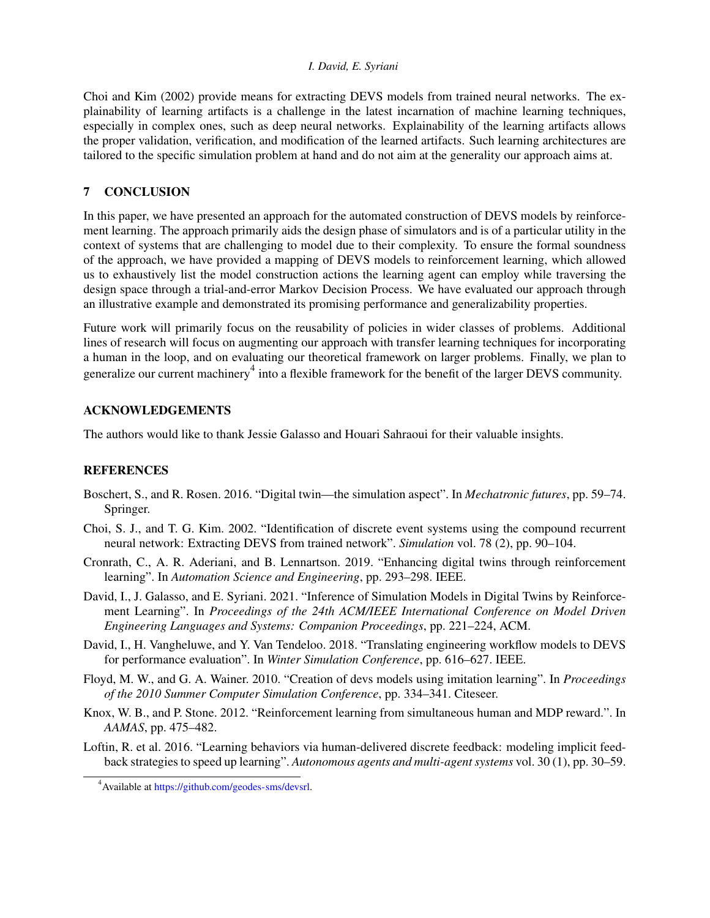Choi and Kim (2002) provide means for extracting DEVS models from trained neural networks. The explainability of learning artifacts is a challenge in the latest incarnation of machine learning techniques, especially in complex ones, such as deep neural networks. Explainability of the learning artifacts allows the proper validation, verification, and modification of the learned artifacts. Such learning architectures are tailored to the specific simulation problem at hand and do not aim at the generality our approach aims at.

## 7 CONCLUSION

In this paper, we have presented an approach for the automated construction of DEVS models by reinforcement learning. The approach primarily aids the design phase of simulators and is of a particular utility in the context of systems that are challenging to model due to their complexity. To ensure the formal soundness of the approach, we have provided a mapping of DEVS models to reinforcement learning, which allowed us to exhaustively list the model construction actions the learning agent can employ while traversing the design space through a trial-and-error Markov Decision Process. We have evaluated our approach through an illustrative example and demonstrated its promising performance and generalizability properties.

Future work will primarily focus on the reusability of policies in wider classes of problems. Additional lines of research will focus on augmenting our approach with transfer learning techniques for incorporating a human in the loop, and on evaluating our theoretical framework on larger problems. Finally, we plan to generalize our current machinery[4] into a flexible framework for the benefit of the larger DEVS community.

## ACKNOWLEDGEMENTS

The authors would like to thank Jessie Galasso and Houari Sahraoui for their valuable insights.

## REFERENCES

Boschert, S., and R. Rosen. 2016. "Digital twin—the simulation aspect". In *Mechatronic futures*, pp. 59–74. Springer.

Choi, S. J., and T. G. Kim. 2002. "Identification of discrete event systems using the compound recurrent neural network: Extracting DEVS from trained network". *Simulation* vol. 78 (2), pp. 90–104.

Cronrath, C., A. R. Aderiani, and B. Lennartson. 2019. "Enhancing digital twins through reinforcement learning". In *Automation Science and Engineering*, pp. 293–298. IEEE.

David, I., J. Galasso, and E. Syriani. 2021. "Inference of Simulation Models in Digital Twins by Reinforcement Learning". In *Proceedings of the 24th ACM/IEEE International Conference on Model Driven Engineering Languages and Systems: Companion Proceedings*, pp. 221–224, ACM.

David, I., H. Vangheluwe, and Y. Van Tendeloo. 2018. "Translating engineering workflow models to DEVS for performance evaluation". In *Winter Simulation Conference*, pp. 616–627. IEEE.

Floyd, M. W., and G. A. Wainer. 2010. "Creation of devs models using imitation learning". In *Proceedings of the 2010 Summer Computer Simulation Conference*, pp. 334–341. Citeseer.

Knox, W. B., and P. Stone. 2012. "Reinforcement learning from simultaneous human and MDP reward.". In *AAMAS*, pp. 475–482.

Loftin, R. et al. 2016. "Learning behaviors via human-delivered discrete feedback: modeling implicit feedback strategies to speed up learning". *Autonomous agents and multi-agent systems* vol. 30 (1), pp. 30–59.

[4] Available at https://github.com/geodes-sms/devsrl.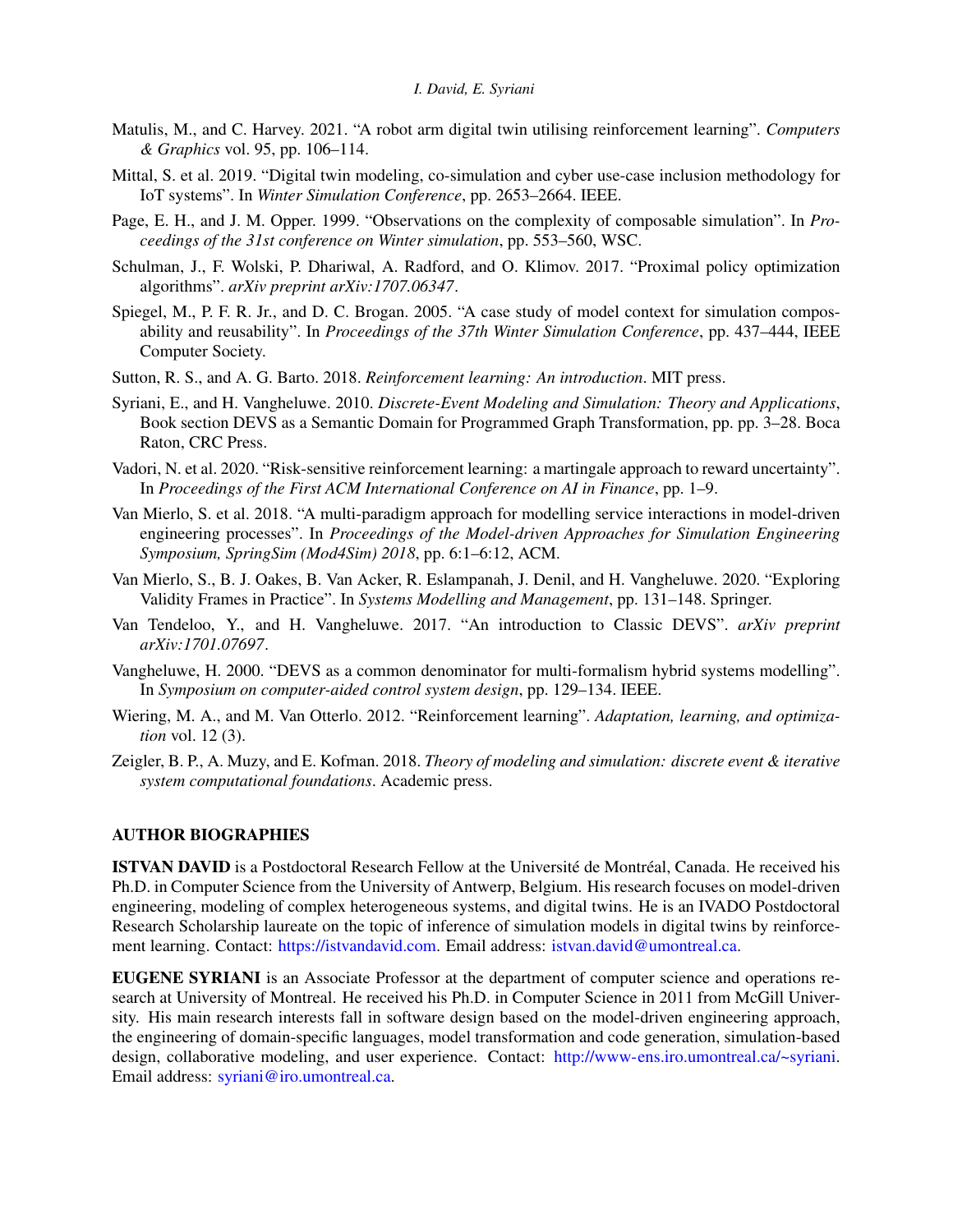Matulis, M., and C. Harvey. 2021. "A robot arm digital twin utilising reinforcement learning". *Computers & Graphics* vol. 95, pp. 106–114.

Mittal, S. et al. 2019. "Digital twin modeling, co-simulation and cyber use-case inclusion methodology for IoT systems". In *Winter Simulation Conference*, pp. 2653–2664. IEEE.

Page, E. H., and J. M. Opper. 1999. "Observations on the complexity of composable simulation". In *Proceedings of the 31st conference on Winter simulation*, pp. 553–560, WSC.

Schulman, J., F. Wolski, P. Dhariwal, A. Radford, and O. Klimov. 2017. "Proximal policy optimization algorithms". *arXiv preprint arXiv:1707.06347*.

Spiegel, M., P. F. R. Jr., and D. C. Brogan. 2005. "A case study of model context for simulation composability and reusability". In *Proceedings of the 37th Winter Simulation Conference*, pp. 437–444, IEEE Computer Society.

Sutton, R. S., and A. G. Barto. 2018. *Reinforcement learning: An introduction*. MIT press.

Syriani, E., and H. Vangheluwe. 2010. *Discrete-Event Modeling and Simulation: Theory and Applications*, Book section DEVS as a Semantic Domain for Programmed Graph Transformation, pp. pp. 3–28. Boca Raton, CRC Press.

Vadori, N. et al. 2020. "Risk-sensitive reinforcement learning: a martingale approach to reward uncertainty". In *Proceedings of the First ACM International Conference on AI in Finance*, pp. 1–9.

Van Mierlo, S. et al. 2018. "A multi-paradigm approach for modelling service interactions in model-driven engineering processes". In *Proceedings of the Model-driven Approaches for Simulation Engineering Symposium, SpringSim (Mod4Sim) 2018*, pp. 6:1–6:12, ACM.

Van Mierlo, S., B. J. Oakes, B. Van Acker, R. Eslampanah, J. Denil, and H. Vangheluwe. 2020. "Exploring Validity Frames in Practice". In *Systems Modelling and Management*, pp. 131–148. Springer.

Van Tendeloo, Y., and H. Vangheluwe. 2017. "An introduction to Classic DEVS". *arXiv preprint arXiv:1701.07697*.

Vangheluwe, H. 2000. "DEVS as a common denominator for multi-formalism hybrid systems modelling". In *Symposium on computer-aided control system design*, pp. 129–134. IEEE.

Wiering, M. A., and M. Van Otterlo. 2012. "Reinforcement learning". *Adaptation, learning, and optimization* vol. 12 (3).

Zeigler, B. P., A. Muzy, and E. Kofman. 2018. *Theory of modeling and simulation: discrete event & iterative system computational foundations*. Academic press.

## AUTHOR BIOGRAPHIES

**ISTVAN DAVID** is a Postdoctoral Research Fellow at the Université de Montréal, Canada. He received his Ph.D. in Computer Science from the University of Antwerp, Belgium. His research focuses on model-driven engineering, modeling of complex heterogeneous systems, and digital twins. He is an IVADO Postdoctoral Research Scholarship laureate on the topic of inference of simulation models in digital twins by reinforcement learning. Contact: https://istvandavid.com. Email address: istvan.david@umontreal.ca.

**EUGENE SYRIANI** is an Associate Professor at the department of computer science and operations research at University of Montreal. He received his Ph.D. in Computer Science in 2011 from McGill University. His main research interests fall in software design based on the model-driven engineering approach, the engineering of domain-specific languages, model transformation and code generation, simulation-based design, collaborative modeling, and user experience. Contact: http://www-ens.iro.umontreal.ca/~syriani. Email address: syriani@iro.umontreal.ca.